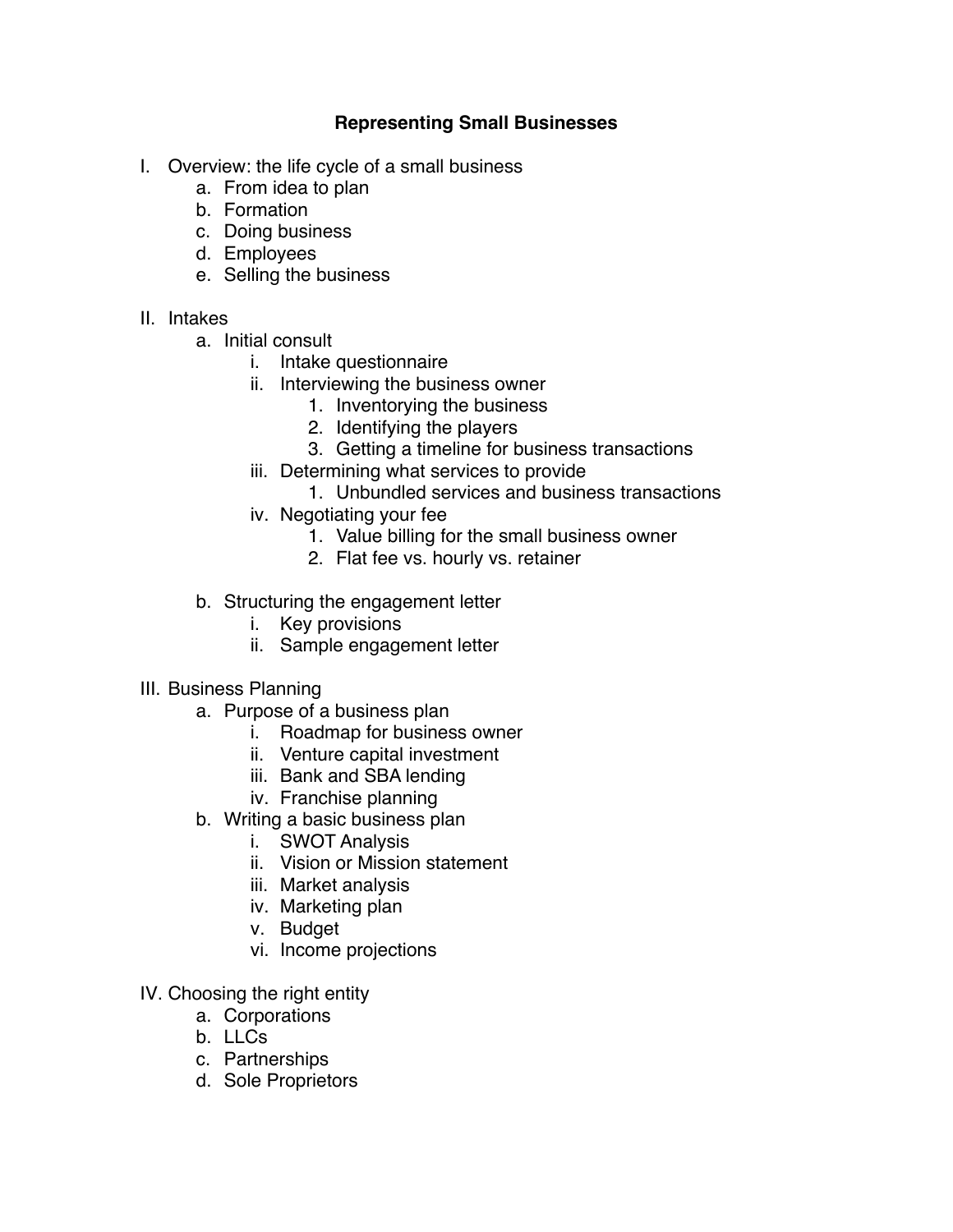# Representing Small Businesses

I. Overview: the life cycle of a small business
   a. From idea to plan
   b. Formation
   c. Doing business
   d. Employees
   e. Selling the business

II. Intakes
   a. Initial consult
      i. Intake questionnaire
      ii. Interviewing the business owner
         1. Inventorying the business
         2. Identifying the players
         3. Getting a timeline for business transactions
      iii. Determining what services to provide
         1. Unbundled services and business transactions
      iv. Negotiating your fee
         1. Value billing for the small business owner
         2. Flat fee vs. hourly vs. retainer

   b. Structuring the engagement letter
      i. Key provisions
      ii. Sample engagement letter

III. Business Planning
   a. Purpose of a business plan
      i. Roadmap for business owner
      ii. Venture capital investment
      iii. Bank and SBA lending
      iv. Franchise planning
   b. Writing a basic business plan
      i. SWOT Analysis
      ii. Vision or Mission statement
      iii. Market analysis
      iv. Marketing plan
      v. Budget
      vi. Income projections

IV. Choosing the right entity
   a. Corporations
   b. LLCs
   c. Partnerships
   d. Sole Proprietors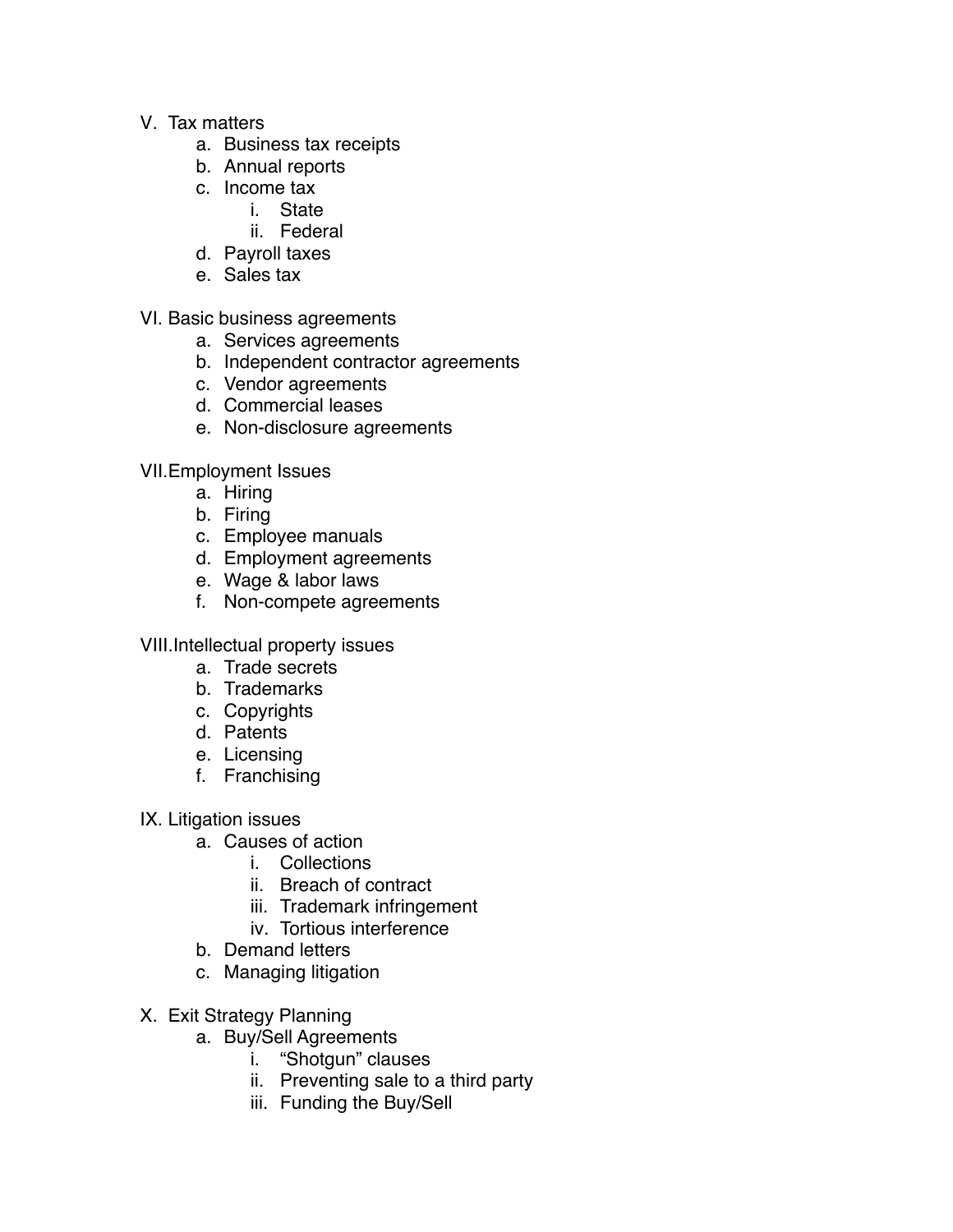V. Tax matters
   a. Business tax receipts
   b. Annual reports
   c. Income tax
      i. State
      ii. Federal
   d. Payroll taxes
   e. Sales tax

VI. Basic business agreements
   a. Services agreements
   b. Independent contractor agreements
   c. Vendor agreements
   d. Commercial leases
   e. Non-disclosure agreements

VII. Employment Issues
   a. Hiring
   b. Firing
   c. Employee manuals
   d. Employment agreements
   e. Wage & labor laws
   f. Non-compete agreements

VIII. Intellectual property issues
   a. Trade secrets
   b. Trademarks
   c. Copyrights
   d. Patents
   e. Licensing
   f. Franchising

IX. Litigation issues
   a. Causes of action
      i. Collections
      ii. Breach of contract
      iii. Trademark infringement
      iv. Tortious interference
   b. Demand letters
   c. Managing litigation

X. Exit Strategy Planning
   a. Buy/Sell Agreements
      i. "Shotgun" clauses
      ii. Preventing sale to a third party
      iii. Funding the Buy/Sell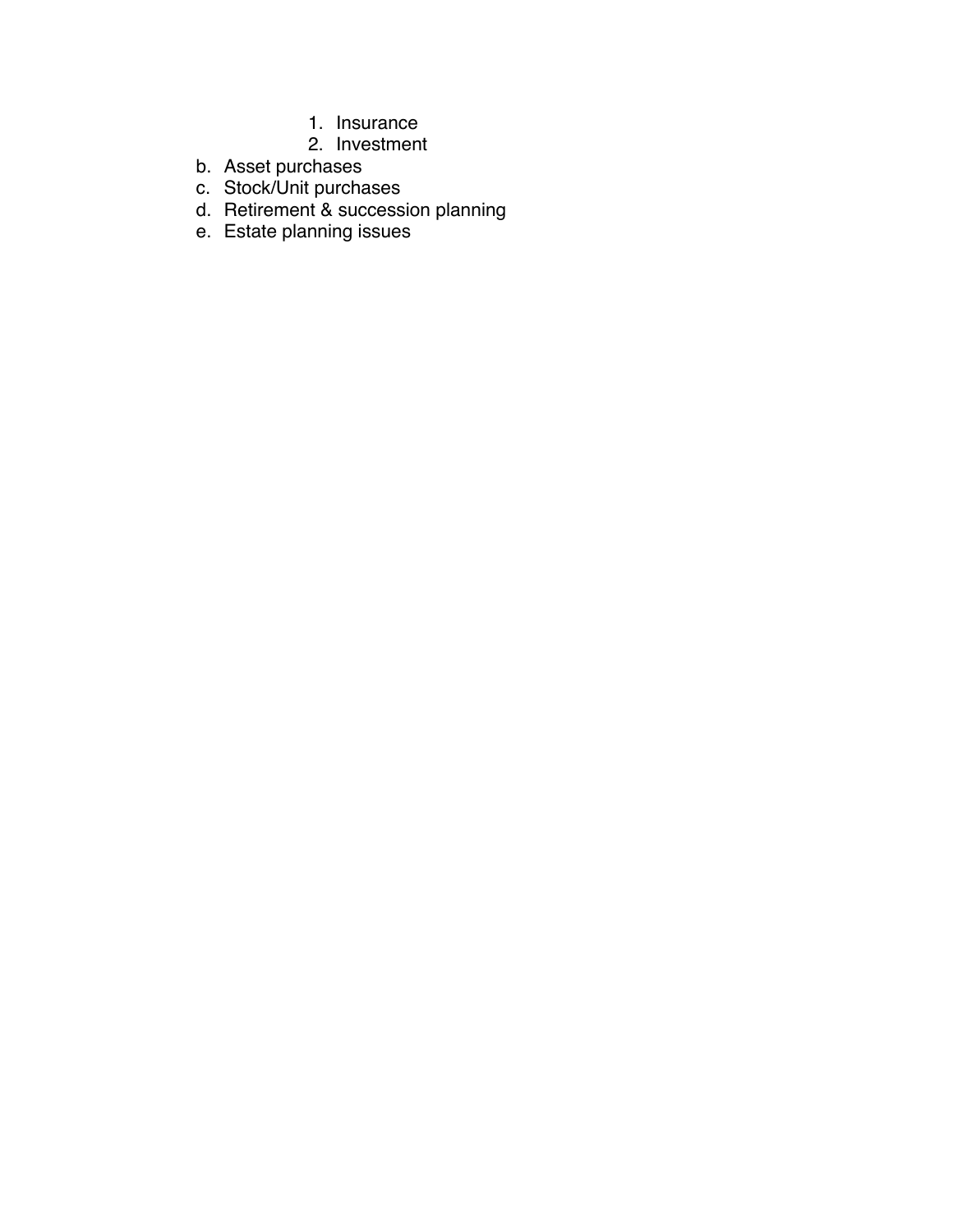1. Insurance
   2. Investment

b. Asset purchases
c. Stock/Unit purchases
d. Retirement & succession planning
e. Estate planning issues